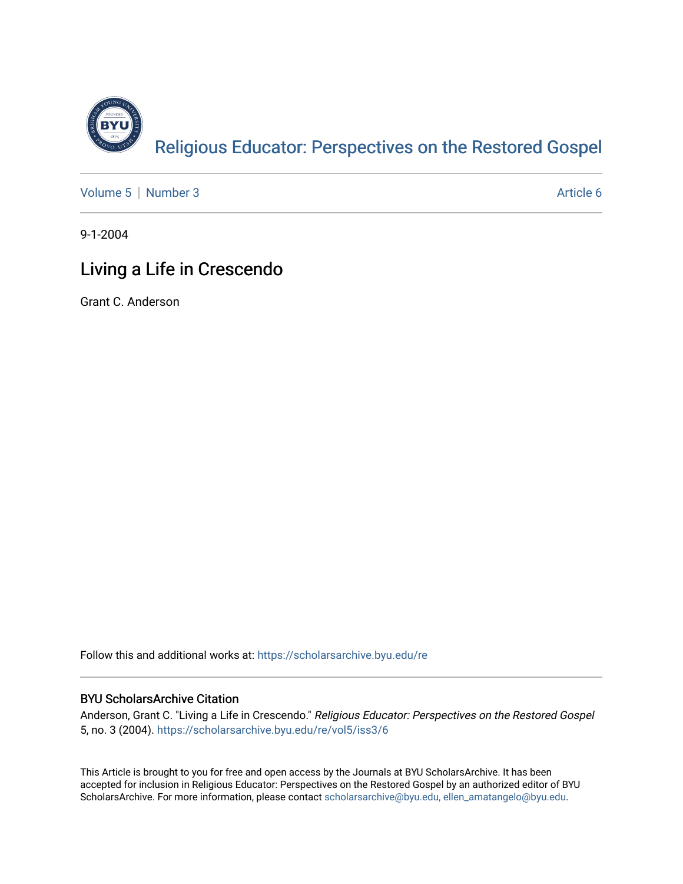[Religious Educator: Perspectives on the Restored Gospel](https://scholarsarchive.byu.edu/re)

Volume 5 | Number 3 — Article 6

9-1-2004

# Living a Life in Crescendo

Grant C. Anderson

Follow this and additional works at: https://scholarsarchive.byu.edu/re

### BYU ScholarsArchive Citation

Anderson, Grant C. "Living a Life in Crescendo." *Religious Educator: Perspectives on the Restored Gospel* 5, no. 3 (2004). https://scholarsarchive.byu.edu/re/vol5/iss3/6

This Article is brought to you for free and open access by the Journals at BYU ScholarsArchive. It has been accepted for inclusion in Religious Educator: Perspectives on the Restored Gospel by an authorized editor of BYU ScholarsArchive. For more information, please contact scholarsarchive@byu.edu, ellen_amatangelo@byu.edu.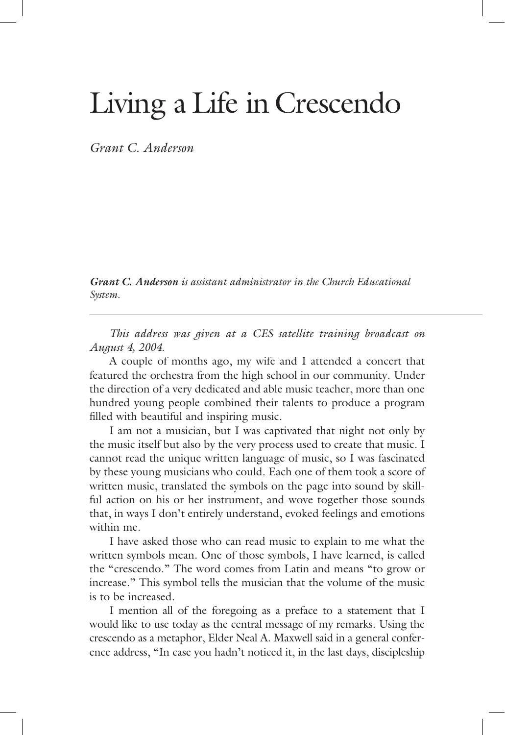# Living a Life in Crescendo

*Grant C. Anderson*

***Grant C. Anderson** is assistant administrator in the Church Educational System.*

---

*This address was given at a CES satellite training broadcast on August 4, 2004.*

A couple of months ago, my wife and I attended a concert that featured the orchestra from the high school in our community. Under the direction of a very dedicated and able music teacher, more than one hundred young people combined their talents to produce a program filled with beautiful and inspiring music.

I am not a musician, but I was captivated that night not only by the music itself but also by the very process used to create that music. I cannot read the unique written language of music, so I was fascinated by these young musicians who could. Each one of them took a score of written music, translated the symbols on the page into sound by skillful action on his or her instrument, and wove together those sounds that, in ways I don't entirely understand, evoked feelings and emotions within me.

I have asked those who can read music to explain to me what the written symbols mean. One of those symbols, I have learned, is called the "crescendo." The word comes from Latin and means "to grow or increase." This symbol tells the musician that the volume of the music is to be increased.

I mention all of the foregoing as a preface to a statement that I would like to use today as the central message of my remarks. Using the crescendo as a metaphor, Elder Neal A. Maxwell said in a general conference address, "In case you hadn't noticed it, in the last days, discipleship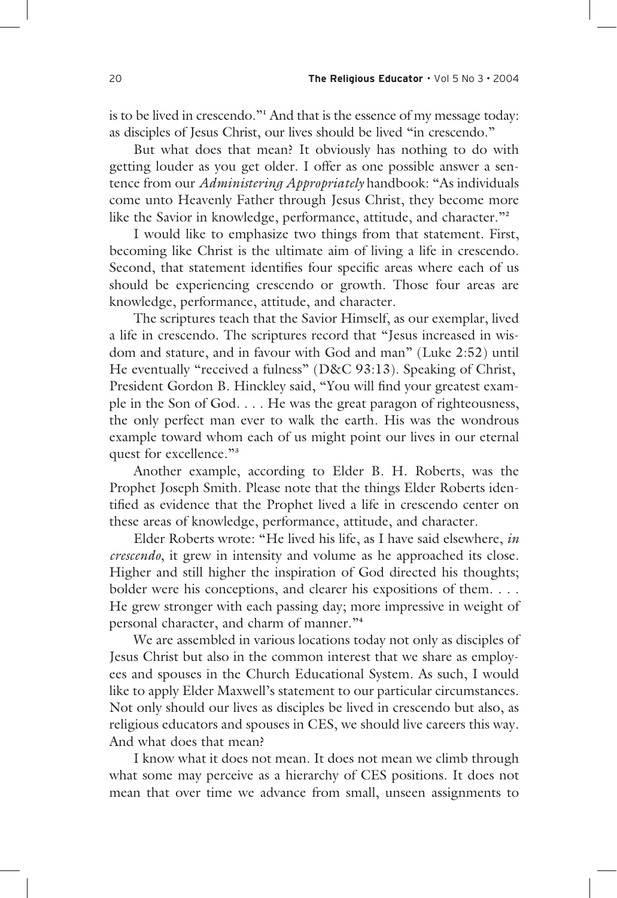is to be lived in crescendo."[1] And that is the essence of my message today: as disciples of Jesus Christ, our lives should be lived "in crescendo."

But what does that mean? It obviously has nothing to do with getting louder as you get older. I offer as one possible answer a sentence from our *Administering Appropriately* handbook: "As individuals come unto Heavenly Father through Jesus Christ, they become more like the Savior in knowledge, performance, attitude, and character."[2]

I would like to emphasize two things from that statement. First, becoming like Christ is the ultimate aim of living a life in crescendo. Second, that statement identifies four specific areas where each of us should be experiencing crescendo or growth. Those four areas are knowledge, performance, attitude, and character.

The scriptures teach that the Savior Himself, as our exemplar, lived a life in crescendo. The scriptures record that "Jesus increased in wisdom and stature, and in favour with God and man" (Luke 2:52) until He eventually "received a fulness" (D&C 93:13). Speaking of Christ, President Gordon B. Hinckley said, "You will find your greatest example in the Son of God. . . . He was the great paragon of righteousness, the only perfect man ever to walk the earth. His was the wondrous example toward whom each of us might point our lives in our eternal quest for excellence."[3]

Another example, according to Elder B. H. Roberts, was the Prophet Joseph Smith. Please note that the things Elder Roberts identified as evidence that the Prophet lived a life in crescendo center on these areas of knowledge, performance, attitude, and character.

Elder Roberts wrote: "He lived his life, as I have said elsewhere, *in crescendo*, it grew in intensity and volume as he approached its close. Higher and still higher the inspiration of God directed his thoughts; bolder were his conceptions, and clearer his expositions of them. . . . He grew stronger with each passing day; more impressive in weight of personal character, and charm of manner."[4]

We are assembled in various locations today not only as disciples of Jesus Christ but also in the common interest that we share as employees and spouses in the Church Educational System. As such, I would like to apply Elder Maxwell's statement to our particular circumstances. Not only should our lives as disciples be lived in crescendo but also, as religious educators and spouses in CES, we should live careers this way. And what does that mean?

I know what it does not mean. It does not mean we climb through what some may perceive as a hierarchy of CES positions. It does not mean that over time we advance from small, unseen assignments to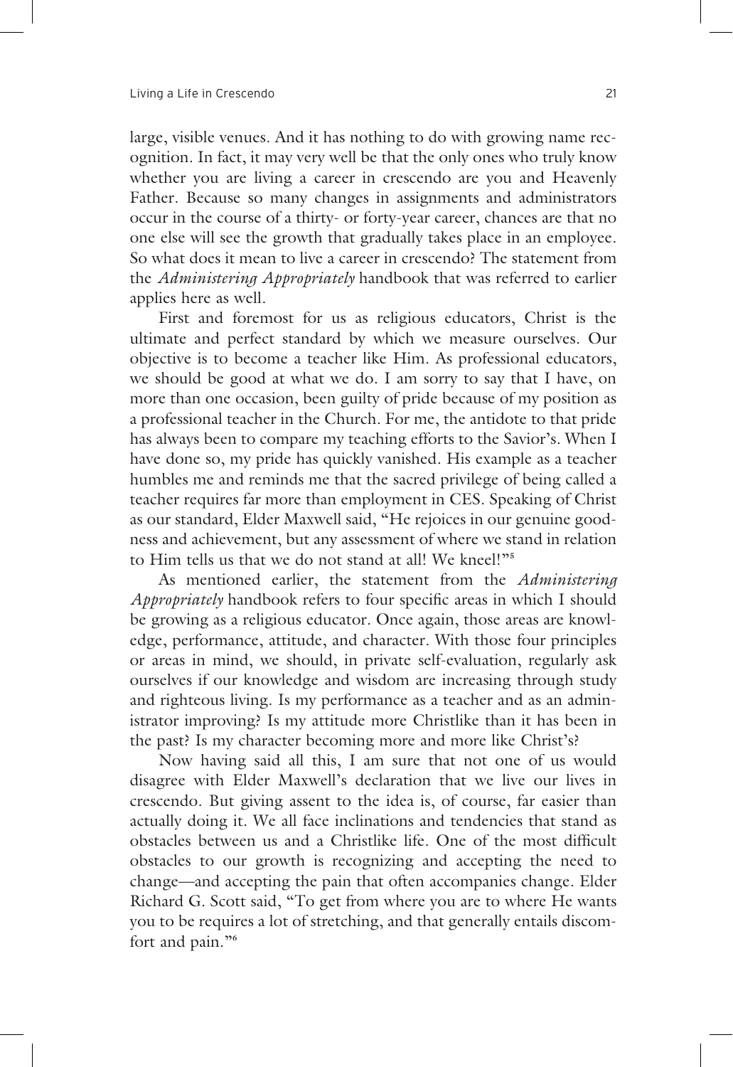large, visible venues. And it has nothing to do with growing name recognition. In fact, it may very well be that the only ones who truly know whether you are living a career in crescendo are you and Heavenly Father. Because so many changes in assignments and administrators occur in the course of a thirty- or forty-year career, chances are that no one else will see the growth that gradually takes place in an employee. So what does it mean to live a career in crescendo? The statement from the *Administering Appropriately* handbook that was referred to earlier applies here as well.

First and foremost for us as religious educators, Christ is the ultimate and perfect standard by which we measure ourselves. Our objective is to become a teacher like Him. As professional educators, we should be good at what we do. I am sorry to say that I have, on more than one occasion, been guilty of pride because of my position as a professional teacher in the Church. For me, the antidote to that pride has always been to compare my teaching efforts to the Savior's. When I have done so, my pride has quickly vanished. His example as a teacher humbles me and reminds me that the sacred privilege of being called a teacher requires far more than employment in CES. Speaking of Christ as our standard, Elder Maxwell said, "He rejoices in our genuine goodness and achievement, but any assessment of where we stand in relation to Him tells us that we do not stand at all! We kneel!"[5]

As mentioned earlier, the statement from the *Administering Appropriately* handbook refers to four specific areas in which I should be growing as a religious educator. Once again, those areas are knowledge, performance, attitude, and character. With those four principles or areas in mind, we should, in private self-evaluation, regularly ask ourselves if our knowledge and wisdom are increasing through study and righteous living. Is my performance as a teacher and as an administrator improving? Is my attitude more Christlike than it has been in the past? Is my character becoming more and more like Christ's?

Now having said all this, I am sure that not one of us would disagree with Elder Maxwell's declaration that we live our lives in crescendo. But giving assent to the idea is, of course, far easier than actually doing it. We all face inclinations and tendencies that stand as obstacles between us and a Christlike life. One of the most difficult obstacles to our growth is recognizing and accepting the need to change—and accepting the pain that often accompanies change. Elder Richard G. Scott said, "To get from where you are to where He wants you to be requires a lot of stretching, and that generally entails discomfort and pain."[6]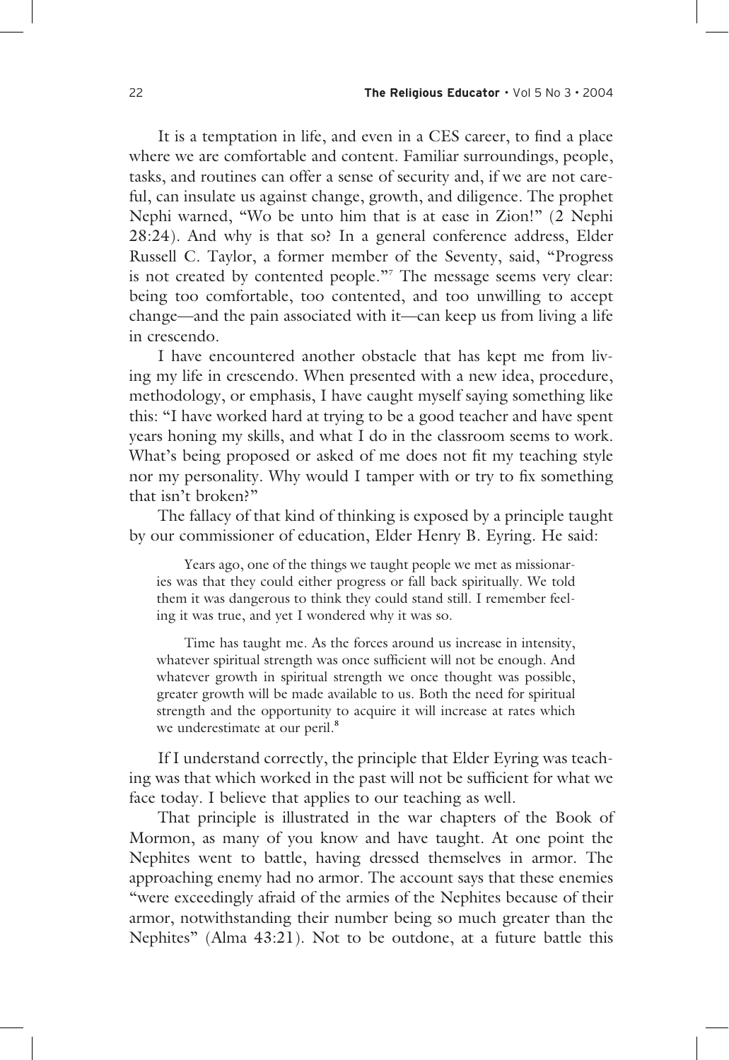It is a temptation in life, and even in a CES career, to find a place where we are comfortable and content. Familiar surroundings, people, tasks, and routines can offer a sense of security and, if we are not careful, can insulate us against change, growth, and diligence. The prophet Nephi warned, "Wo be unto him that is at ease in Zion!" (2 Nephi 28:24). And why is that so? In a general conference address, Elder Russell C. Taylor, a former member of the Seventy, said, "Progress is not created by contented people."[7] The message seems very clear: being too comfortable, too contented, and too unwilling to accept change—and the pain associated with it—can keep us from living a life in crescendo.

I have encountered another obstacle that has kept me from living my life in crescendo. When presented with a new idea, procedure, methodology, or emphasis, I have caught myself saying something like this: "I have worked hard at trying to be a good teacher and have spent years honing my skills, and what I do in the classroom seems to work. What's being proposed or asked of me does not fit my teaching style nor my personality. Why would I tamper with or try to fix something that isn't broken?"

The fallacy of that kind of thinking is exposed by a principle taught by our commissioner of education, Elder Henry B. Eyring. He said:

> Years ago, one of the things we taught people we met as missionaries was that they could either progress or fall back spiritually. We told them it was dangerous to think they could stand still. I remember feeling it was true, and yet I wondered why it was so.
>
> Time has taught me. As the forces around us increase in intensity, whatever spiritual strength was once sufficient will not be enough. And whatever growth in spiritual strength we once thought was possible, greater growth will be made available to us. Both the need for spiritual strength and the opportunity to acquire it will increase at rates which we underestimate at our peril.[8]

If I understand correctly, the principle that Elder Eyring was teaching was that which worked in the past will not be sufficient for what we face today. I believe that applies to our teaching as well.

That principle is illustrated in the war chapters of the Book of Mormon, as many of you know and have taught. At one point the Nephites went to battle, having dressed themselves in armor. The approaching enemy had no armor. The account says that these enemies "were exceedingly afraid of the armies of the Nephites because of their armor, notwithstanding their number being so much greater than the Nephites" (Alma 43:21). Not to be outdone, at a future battle this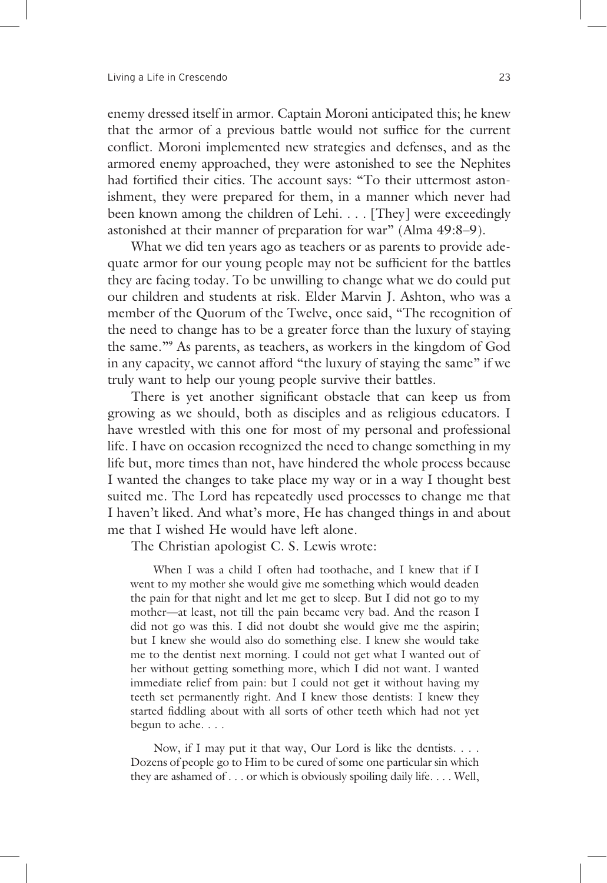enemy dressed itself in armor. Captain Moroni anticipated this; he knew that the armor of a previous battle would not suffice for the current conflict. Moroni implemented new strategies and defenses, and as the armored enemy approached, they were astonished to see the Nephites had fortified their cities. The account says: "To their uttermost astonishment, they were prepared for them, in a manner which never had been known among the children of Lehi. . . . [They] were exceedingly astonished at their manner of preparation for war" (Alma 49:8–9).

What we did ten years ago as teachers or as parents to provide adequate armor for our young people may not be sufficient for the battles they are facing today. To be unwilling to change what we do could put our children and students at risk. Elder Marvin J. Ashton, who was a member of the Quorum of the Twelve, once said, "The recognition of the need to change has to be a greater force than the luxury of staying the same."[9] As parents, as teachers, as workers in the kingdom of God in any capacity, we cannot afford "the luxury of staying the same" if we truly want to help our young people survive their battles.

There is yet another significant obstacle that can keep us from growing as we should, both as disciples and as religious educators. I have wrestled with this one for most of my personal and professional life. I have on occasion recognized the need to change something in my life but, more times than not, have hindered the whole process because I wanted the changes to take place my way or in a way I thought best suited me. The Lord has repeatedly used processes to change me that I haven't liked. And what's more, He has changed things in and about me that I wished He would have left alone.

The Christian apologist C. S. Lewis wrote:

> When I was a child I often had toothache, and I knew that if I went to my mother she would give me something which would deaden the pain for that night and let me get to sleep. But I did not go to my mother—at least, not till the pain became very bad. And the reason I did not go was this. I did not doubt she would give me the aspirin; but I knew she would also do something else. I knew she would take me to the dentist next morning. I could not get what I wanted out of her without getting something more, which I did not want. I wanted immediate relief from pain: but I could not get it without having my teeth set permanently right. And I knew those dentists: I knew they started fiddling about with all sorts of other teeth which had not yet begun to ache. . . .
>
> Now, if I may put it that way, Our Lord is like the dentists. . . . Dozens of people go to Him to be cured of some one particular sin which they are ashamed of . . . or which is obviously spoiling daily life. . . . Well,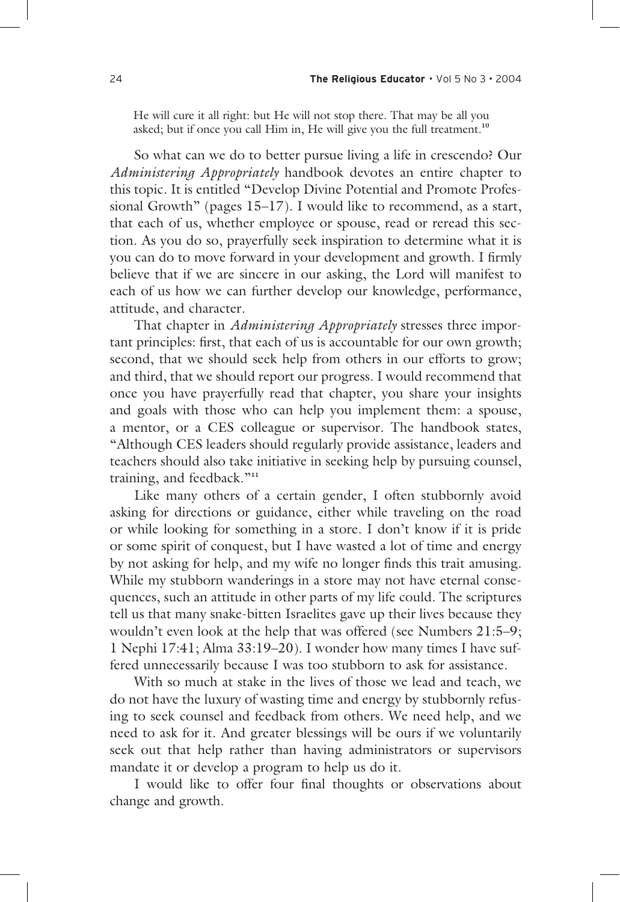> He will cure it all right: but He will not stop there. That may be all you asked; but if once you call Him in, He will give you the full treatment.[10]

So what can we do to better pursue living a life in crescendo? Our *Administering Appropriately* handbook devotes an entire chapter to this topic. It is entitled "Develop Divine Potential and Promote Professional Growth" (pages 15–17). I would like to recommend, as a start, that each of us, whether employee or spouse, read or reread this section. As you do so, prayerfully seek inspiration to determine what it is you can do to move forward in your development and growth. I firmly believe that if we are sincere in our asking, the Lord will manifest to each of us how we can further develop our knowledge, performance, attitude, and character.

That chapter in *Administering Appropriately* stresses three important principles: first, that each of us is accountable for our own growth; second, that we should seek help from others in our efforts to grow; and third, that we should report our progress. I would recommend that once you have prayerfully read that chapter, you share your insights and goals with those who can help you implement them: a spouse, a mentor, or a CES colleague or supervisor. The handbook states, "Although CES leaders should regularly provide assistance, leaders and teachers should also take initiative in seeking help by pursuing counsel, training, and feedback."[11]

Like many others of a certain gender, I often stubbornly avoid asking for directions or guidance, either while traveling on the road or while looking for something in a store. I don't know if it is pride or some spirit of conquest, but I have wasted a lot of time and energy by not asking for help, and my wife no longer finds this trait amusing. While my stubborn wanderings in a store may not have eternal consequences, such an attitude in other parts of my life could. The scriptures tell us that many snake-bitten Israelites gave up their lives because they wouldn't even look at the help that was offered (see Numbers 21:5–9; 1 Nephi 17:41; Alma 33:19–20). I wonder how many times I have suffered unnecessarily because I was too stubborn to ask for assistance.

With so much at stake in the lives of those we lead and teach, we do not have the luxury of wasting time and energy by stubbornly refusing to seek counsel and feedback from others. We need help, and we need to ask for it. And greater blessings will be ours if we voluntarily seek out that help rather than having administrators or supervisors mandate it or develop a program to help us do it.

I would like to offer four final thoughts or observations about change and growth.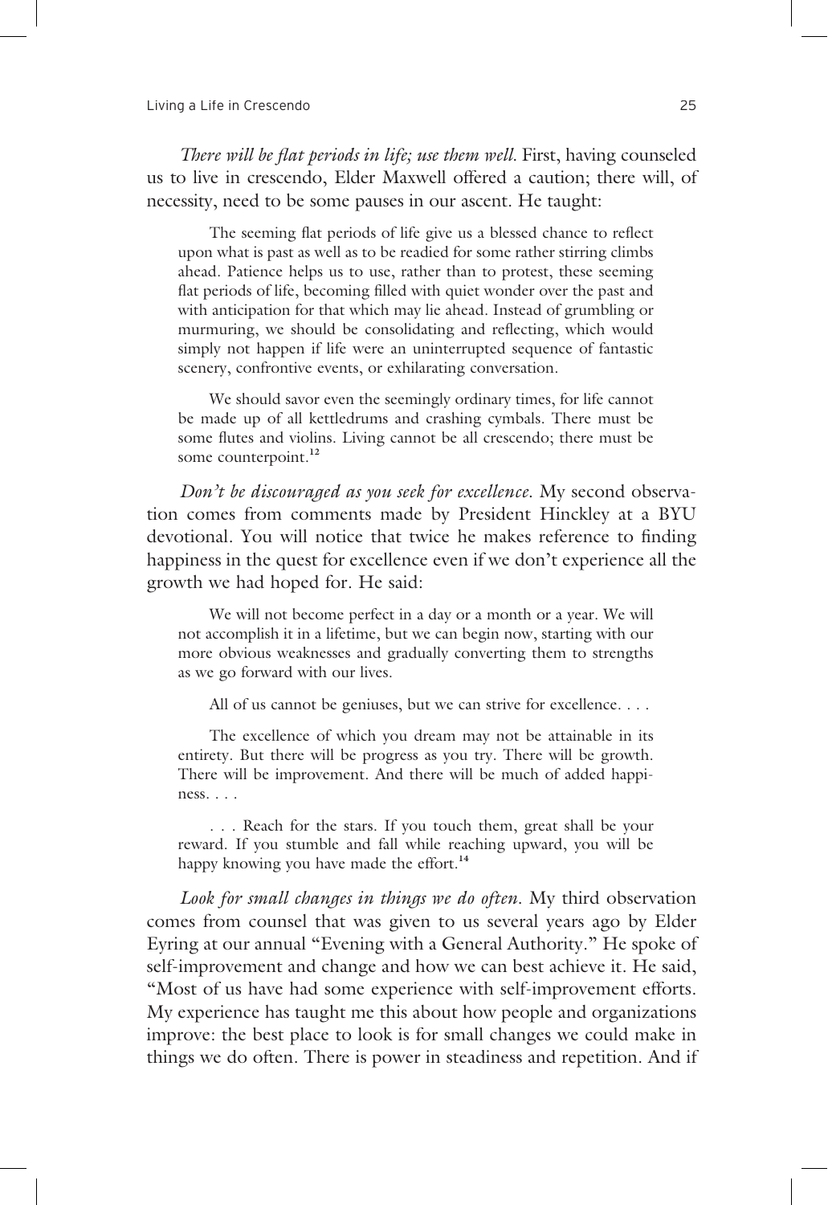*There will be flat periods in life; use them well.* First, having counseled us to live in crescendo, Elder Maxwell offered a caution; there will, of necessity, need to be some pauses in our ascent. He taught:

> The seeming flat periods of life give us a blessed chance to reflect upon what is past as well as to be readied for some rather stirring climbs ahead. Patience helps us to use, rather than to protest, these seeming flat periods of life, becoming filled with quiet wonder over the past and with anticipation for that which may lie ahead. Instead of grumbling or murmuring, we should be consolidating and reflecting, which would simply not happen if life were an uninterrupted sequence of fantastic scenery, confrontive events, or exhilarating conversation.
>
> We should savor even the seemingly ordinary times, for life cannot be made up of all kettledrums and crashing cymbals. There must be some flutes and violins. Living cannot be all crescendo; there must be some counterpoint.[12]

*Don't be discouraged as you seek for excellence.* My second observation comes from comments made by President Hinckley at a BYU devotional. You will notice that twice he makes reference to finding happiness in the quest for excellence even if we don't experience all the growth we had hoped for. He said:

> We will not become perfect in a day or a month or a year. We will not accomplish it in a lifetime, but we can begin now, starting with our more obvious weaknesses and gradually converting them to strengths as we go forward with our lives.
>
> All of us cannot be geniuses, but we can strive for excellence. . . .
>
> The excellence of which you dream may not be attainable in its entirety. But there will be progress as you try. There will be growth. There will be improvement. And there will be much of added happiness. . . .
>
> . . . Reach for the stars. If you touch them, great shall be your reward. If you stumble and fall while reaching upward, you will be happy knowing you have made the effort.[14]

*Look for small changes in things we do often.* My third observation comes from counsel that was given to us several years ago by Elder Eyring at our annual "Evening with a General Authority." He spoke of self-improvement and change and how we can best achieve it. He said, "Most of us have had some experience with self-improvement efforts. My experience has taught me this about how people and organizations improve: the best place to look is for small changes we could make in things we do often. There is power in steadiness and repetition. And if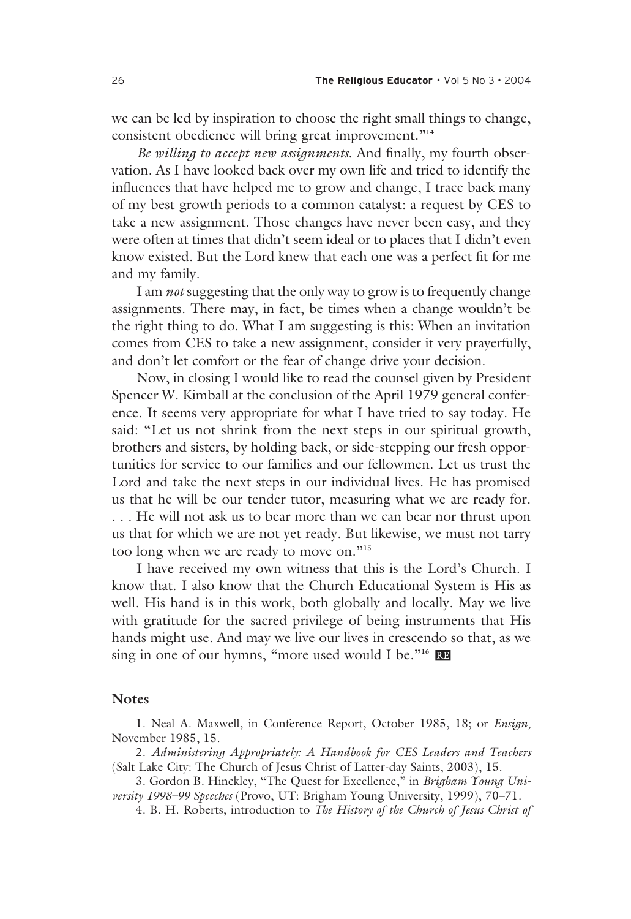we can be led by inspiration to choose the right small things to change, consistent obedience will bring great improvement."[14]

*Be willing to accept new assignments.* And finally, my fourth observation. As I have looked back over my own life and tried to identify the influences that have helped me to grow and change, I trace back many of my best growth periods to a common catalyst: a request by CES to take a new assignment. Those changes have never been easy, and they were often at times that didn't seem ideal or to places that I didn't even know existed. But the Lord knew that each one was a perfect fit for me and my family.

I am *not* suggesting that the only way to grow is to frequently change assignments. There may, in fact, be times when a change wouldn't be the right thing to do. What I am suggesting is this: When an invitation comes from CES to take a new assignment, consider it very prayerfully, and don't let comfort or the fear of change drive your decision.

Now, in closing I would like to read the counsel given by President Spencer W. Kimball at the conclusion of the April 1979 general conference. It seems very appropriate for what I have tried to say today. He said: "Let us not shrink from the next steps in our spiritual growth, brothers and sisters, by holding back, or side-stepping our fresh opportunities for service to our families and our fellowmen. Let us trust the Lord and take the next steps in our individual lives. He has promised us that he will be our tender tutor, measuring what we are ready for. . . . He will not ask us to bear more than we can bear nor thrust upon us that for which we are not yet ready. But likewise, we must not tarry too long when we are ready to move on."[15]

I have received my own witness that this is the Lord's Church. I know that. I also know that the Church Educational System is His as well. His hand is in this work, both globally and locally. May we live with gratitude for the sacred privilege of being instruments that His hands might use. And may we live our lives in crescendo so that, as we sing in one of our hymns, "more used would I be."[16] RE

---

## Notes

1. Neal A. Maxwell, in Conference Report, October 1985, 18; or *Ensign*, November 1985, 15.

2. *Administering Appropriately: A Handbook for CES Leaders and Teachers* (Salt Lake City: The Church of Jesus Christ of Latter-day Saints, 2003), 15.

3. Gordon B. Hinckley, "The Quest for Excellence," in *Brigham Young University 1998–99 Speeches* (Provo, UT: Brigham Young University, 1999), 70–71.

4. B. H. Roberts, introduction to *The History of the Church of Jesus Christ of*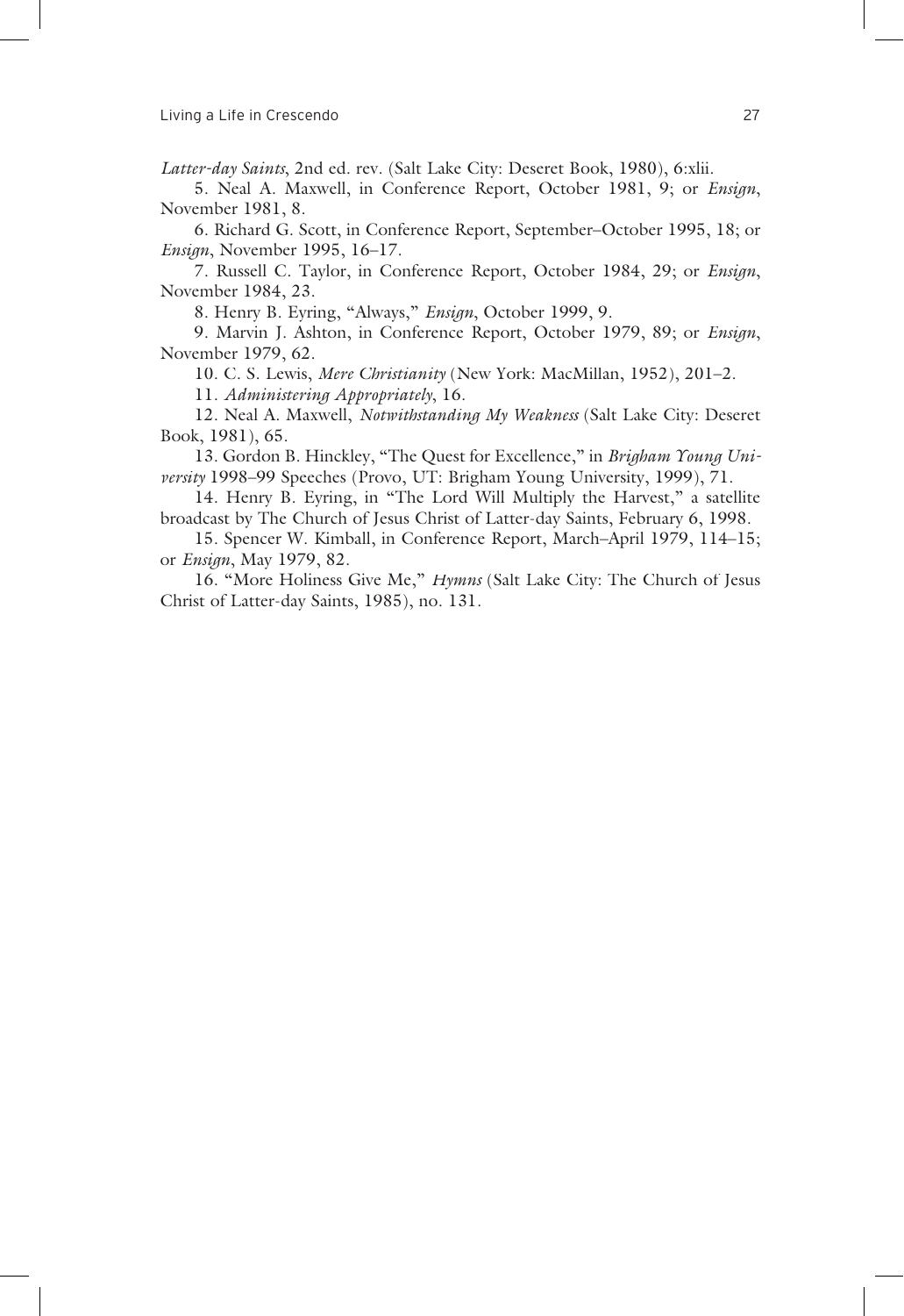*Latter-day Saints*, 2nd ed. rev. (Salt Lake City: Deseret Book, 1980), 6:xlii.

5. Neal A. Maxwell, in Conference Report, October 1981, 9; or *Ensign*, November 1981, 8.

6. Richard G. Scott, in Conference Report, September–October 1995, 18; or *Ensign*, November 1995, 16–17.

7. Russell C. Taylor, in Conference Report, October 1984, 29; or *Ensign*, November 1984, 23.

8. Henry B. Eyring, "Always," *Ensign*, October 1999, 9.

9. Marvin J. Ashton, in Conference Report, October 1979, 89; or *Ensign*, November 1979, 62.

10. C. S. Lewis, *Mere Christianity* (New York: MacMillan, 1952), 201–2.

11. *Administering Appropriately*, 16.

12. Neal A. Maxwell, *Notwithstanding My Weakness* (Salt Lake City: Deseret Book, 1981), 65.

13. Gordon B. Hinckley, "The Quest for Excellence," in *Brigham Young University* 1998–99 Speeches (Provo, UT: Brigham Young University, 1999), 71.

14. Henry B. Eyring, in "The Lord Will Multiply the Harvest," a satellite broadcast by The Church of Jesus Christ of Latter-day Saints, February 6, 1998.

15. Spencer W. Kimball, in Conference Report, March–April 1979, 114–15; or *Ensign*, May 1979, 82.

16. "More Holiness Give Me," *Hymns* (Salt Lake City: The Church of Jesus Christ of Latter-day Saints, 1985), no. 131.